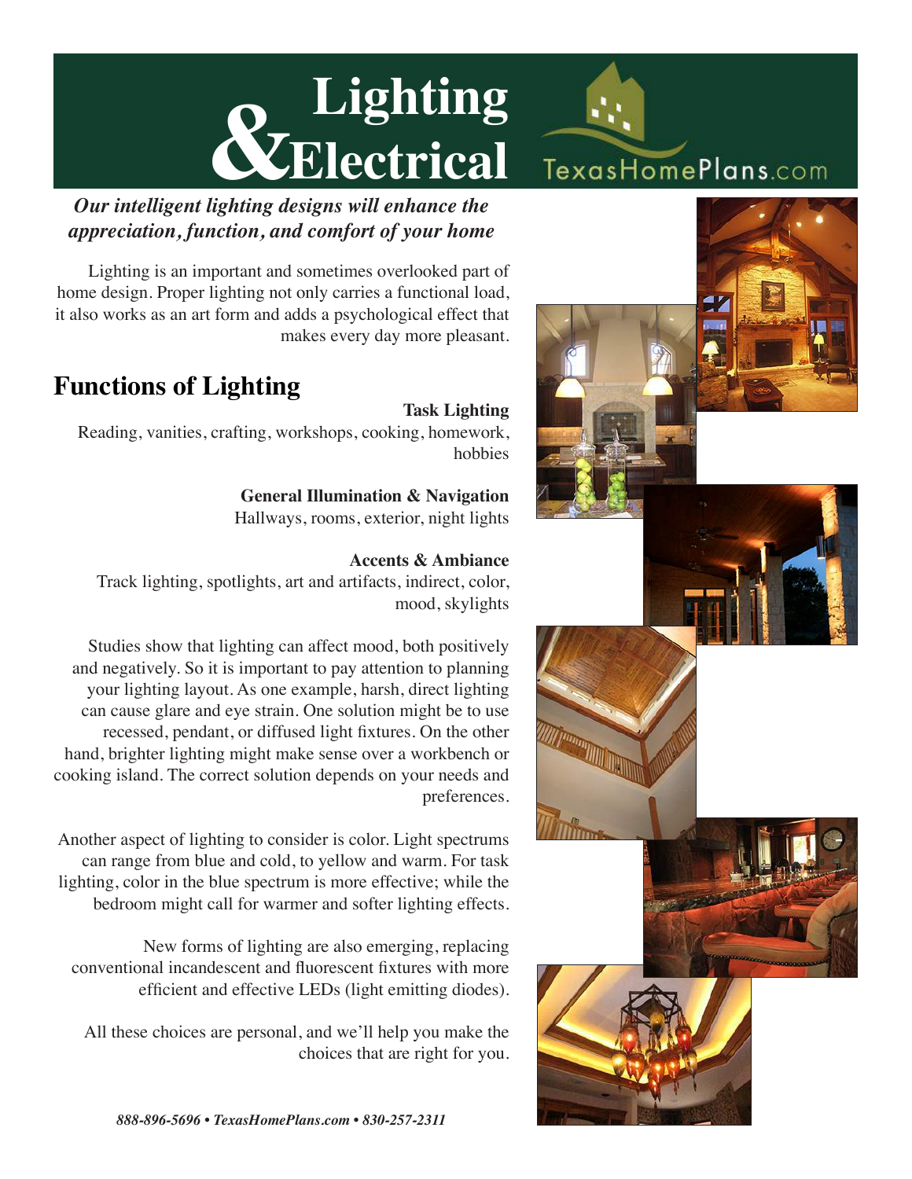# Lighting & Electrical

TexasHomePlans.com

***Our intelligent lighting designs will enhance the appreciation, function, and comfort of your home***

Lighting is an important and sometimes overlooked part of home design. Proper lighting not only carries a functional load, it also works as an art form and adds a psychological effect that makes every day more pleasant.

## Functions of Lighting

**Task Lighting**
Reading, vanities, crafting, workshops, cooking, homework, hobbies

**General Illumination & Navigation**
Hallways, rooms, exterior, night lights

**Accents & Ambiance**
Track lighting, spotlights, art and artifacts, indirect, color, mood, skylights

Studies show that lighting can affect mood, both positively and negatively. So it is important to pay attention to planning your lighting layout. As one example, harsh, direct lighting can cause glare and eye strain. One solution might be to use recessed, pendant, or diffused light fixtures. On the other hand, brighter lighting might make sense over a workbench or cooking island. The correct solution depends on your needs and preferences.

Another aspect of lighting to consider is color. Light spectrums can range from blue and cold, to yellow and warm. For task lighting, color in the blue spectrum is more effective; while the bedroom might call for warmer and softer lighting effects.

New forms of lighting are also emerging, replacing conventional incandescent and fluorescent fixtures with more efficient and effective LEDs (light emitting diodes).

All these choices are personal, and we'll help you make the choices that are right for you.

*888-896-5696 • TexasHomePlans.com • 830-257-2311*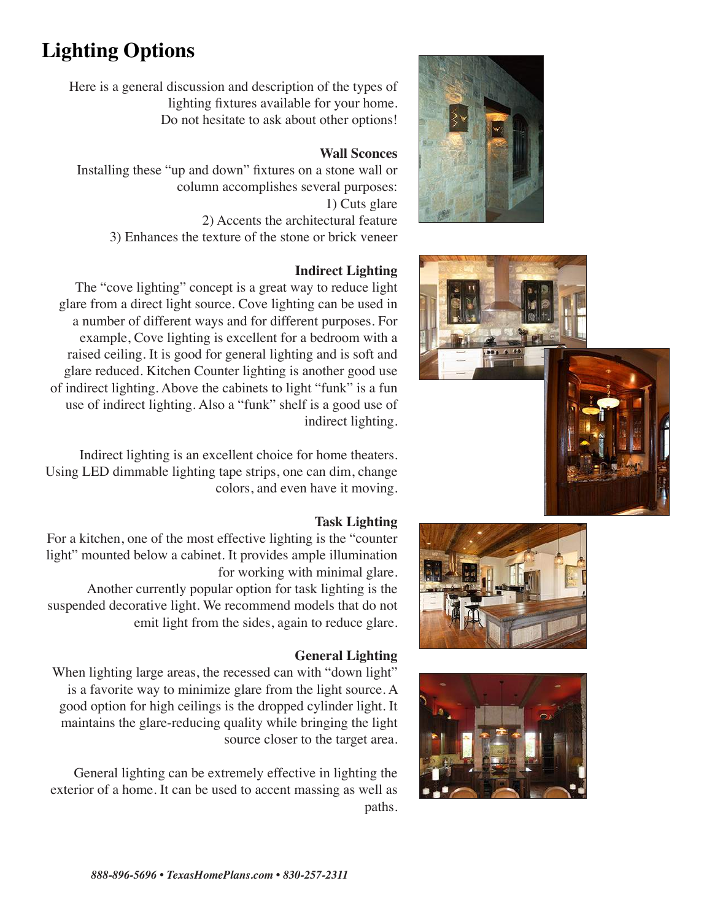# Lighting Options

Here is a general discussion and description of the types of lighting fixtures available for your home. Do not hesitate to ask about other options!

### Wall Sconces

Installing these "up and down" fixtures on a stone wall or column accomplishes several purposes:

1) Cuts glare
2) Accents the architectural feature
3) Enhances the texture of the stone or brick veneer

### Indirect Lighting

The "cove lighting" concept is a great way to reduce light glare from a direct light source. Cove lighting can be used in a number of different ways and for different purposes. For example, Cove lighting is excellent for a bedroom with a raised ceiling. It is good for general lighting and is soft and glare reduced. Kitchen Counter lighting is another good use of indirect lighting. Above the cabinets to light "funk" is a fun use of indirect lighting. Also a "funk" shelf is a good use of indirect lighting.

Indirect lighting is an excellent choice for home theaters. Using LED dimmable lighting tape strips, one can dim, change colors, and even have it moving.

### Task Lighting

For a kitchen, one of the most effective lighting is the "counter light" mounted below a cabinet. It provides ample illumination for working with minimal glare.

Another currently popular option for task lighting is the suspended decorative light. We recommend models that do not emit light from the sides, again to reduce glare.

### General Lighting

When lighting large areas, the recessed can with "down light" is a favorite way to minimize glare from the light source. A good option for high ceilings is the dropped cylinder light. It maintains the glare-reducing quality while bringing the light source closer to the target area.

General lighting can be extremely effective in lighting the exterior of a home. It can be used to accent massing as well as paths.

*888-896-5696 • TexasHomePlans.com • 830-257-2311*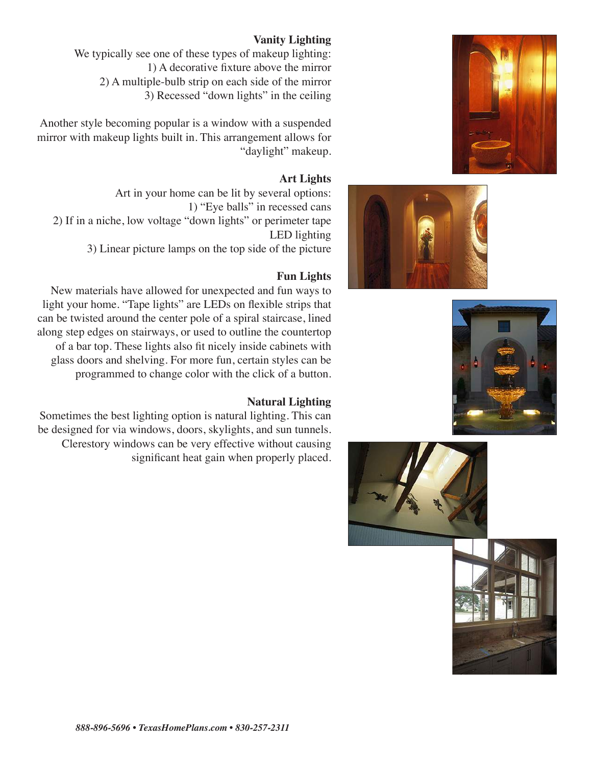### Vanity Lighting

We typically see one of these types of makeup lighting:

1) A decorative fixture above the mirror
2) A multiple-bulb strip on each side of the mirror
3) Recessed "down lights" in the ceiling

Another style becoming popular is a window with a suspended mirror with makeup lights built in. This arrangement allows for "daylight" makeup.

### Art Lights

Art in your home can be lit by several options:

1) "Eye balls" in recessed cans
2) If in a niche, low voltage "down lights" or perimeter tape LED lighting
3) Linear picture lamps on the top side of the picture

### Fun Lights

New materials have allowed for unexpected and fun ways to light your home. "Tape lights" are LEDs on flexible strips that can be twisted around the center pole of a spiral staircase, lined along step edges on stairways, or used to outline the countertop of a bar top. These lights also fit nicely inside cabinets with glass doors and shelving. For more fun, certain styles can be programmed to change color with the click of a button.

### Natural Lighting

Sometimes the best lighting option is natural lighting. This can be designed for via windows, doors, skylights, and sun tunnels. Clerestory windows can be very effective without causing significant heat gain when properly placed.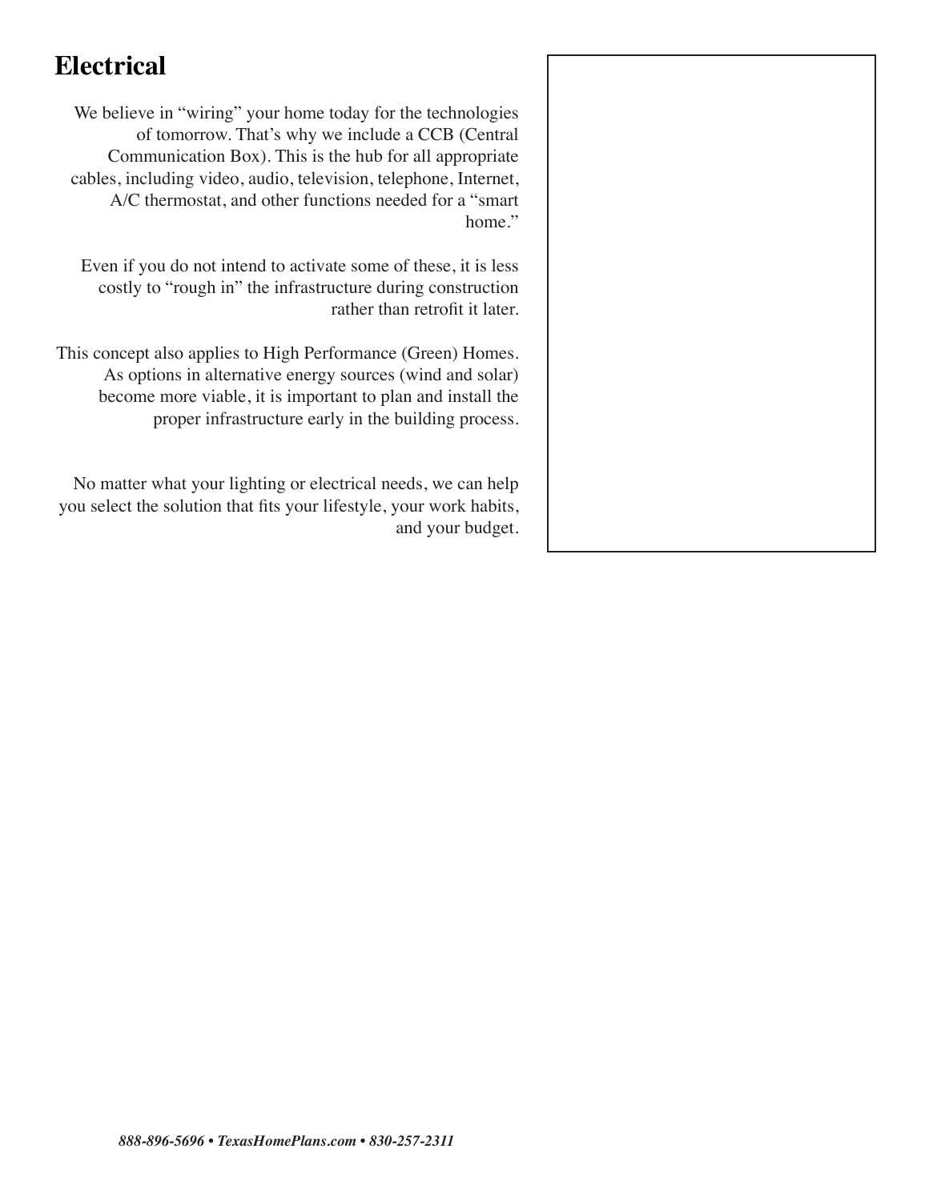# Electrical

We believe in "wiring" your home today for the technologies of tomorrow. That's why we include a CCB (Central Communication Box). This is the hub for all appropriate cables, including video, audio, television, telephone, Internet, A/C thermostat, and other functions needed for a "smart home."

Even if you do not intend to activate some of these, it is less costly to "rough in" the infrastructure during construction rather than retrofit it later.

This concept also applies to High Performance (Green) Homes. As options in alternative energy sources (wind and solar) become more viable, it is important to plan and install the proper infrastructure early in the building process.

No matter what your lighting or electrical needs, we can help you select the solution that fits your lifestyle, your work habits, and your budget.